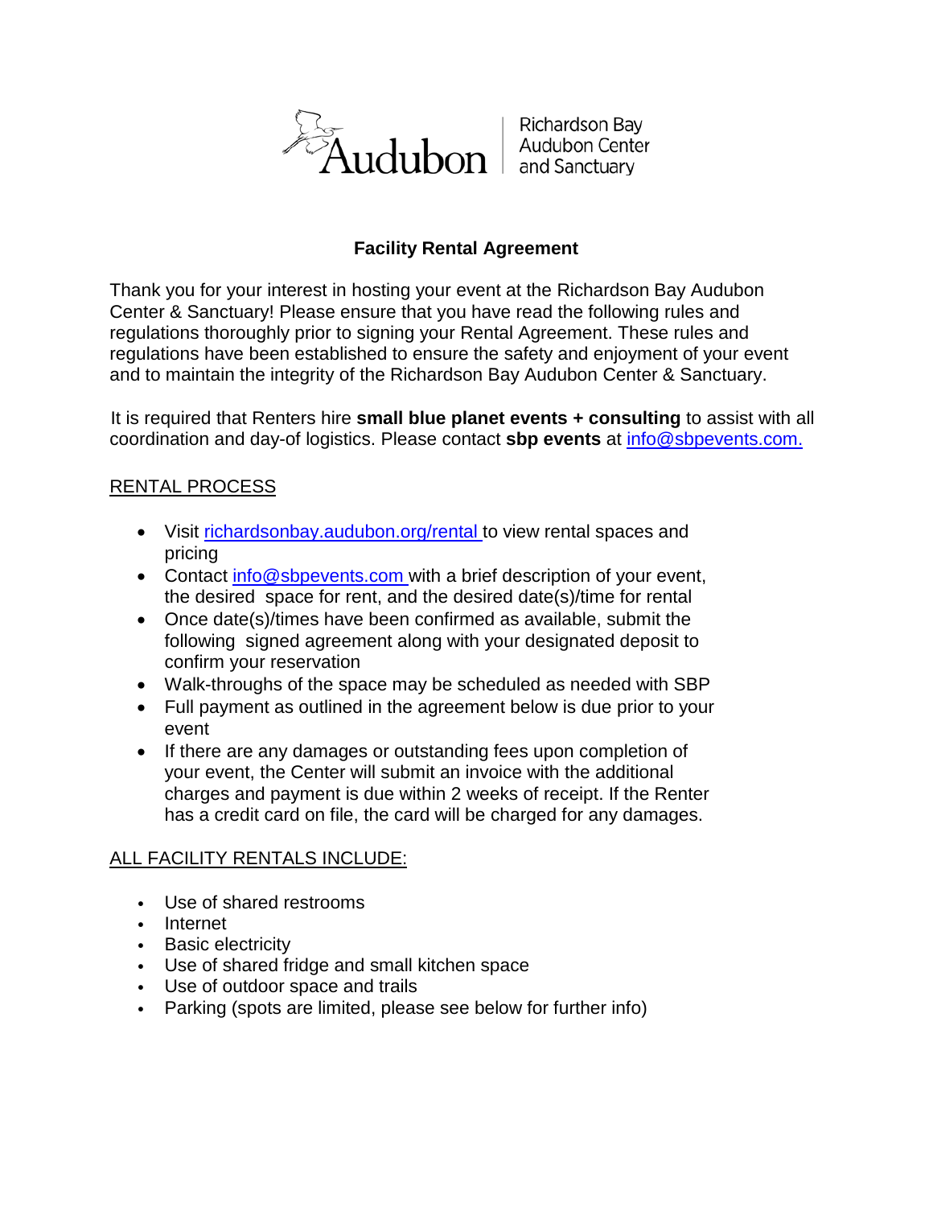Audubon | Richardson Bay Audubon Center and Sanctuary

# Facility Rental Agreement

Thank you for your interest in hosting your event at the Richardson Bay Audubon Center & Sanctuary! Please ensure that you have read the following rules and regulations thoroughly prior to signing your Rental Agreement. These rules and regulations have been established to ensure the safety and enjoyment of your event and to maintain the integrity of the Richardson Bay Audubon Center & Sanctuary.

It is required that Renters hire **small blue planet events + consulting** to assist with all coordination and day-of logistics. Please contact **sbp events** at info@sbpevents.com.

## RENTAL PROCESS

- Visit richardsonbay.audubon.org/rental to view rental spaces and pricing
- Contact info@sbpevents.com with a brief description of your event, the desired space for rent, and the desired date(s)/time for rental
- Once date(s)/times have been confirmed as available, submit the following signed agreement along with your designated deposit to confirm your reservation
- Walk-throughs of the space may be scheduled as needed with SBP
- Full payment as outlined in the agreement below is due prior to your event
- If there are any damages or outstanding fees upon completion of your event, the Center will submit an invoice with the additional charges and payment is due within 2 weeks of receipt. If the Renter has a credit card on file, the card will be charged for any damages.

## ALL FACILITY RENTALS INCLUDE:

- Use of shared restrooms
- Internet
- Basic electricity
- Use of shared fridge and small kitchen space
- Use of outdoor space and trails
- Parking (spots are limited, please see below for further info)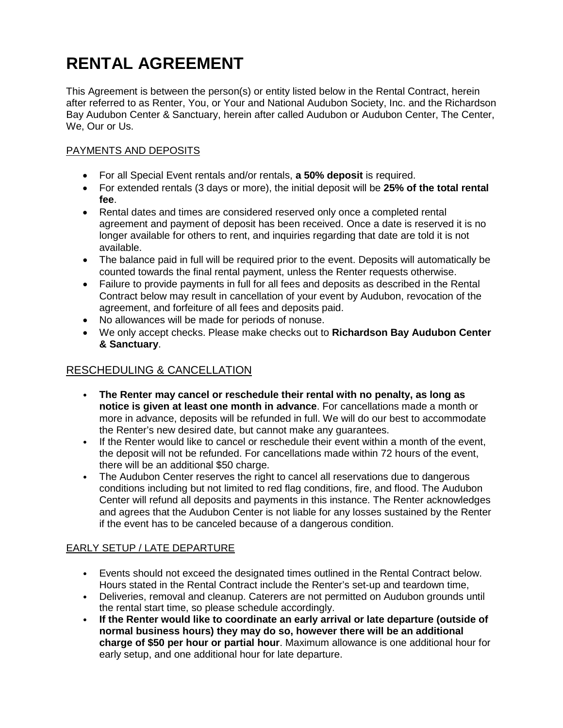# RENTAL AGREEMENT

This Agreement is between the person(s) or entity listed below in the Rental Contract, herein after referred to as Renter, You, or Your and National Audubon Society, Inc. and the Richardson Bay Audubon Center & Sanctuary, herein after called Audubon or Audubon Center, The Center, We, Our or Us.

## PAYMENTS AND DEPOSITS

- For all Special Event rentals and/or rentals, **a 50% deposit** is required.
- For extended rentals (3 days or more), the initial deposit will be **25% of the total rental fee**.
- Rental dates and times are considered reserved only once a completed rental agreement and payment of deposit has been received. Once a date is reserved it is no longer available for others to rent, and inquiries regarding that date are told it is not available.
- The balance paid in full will be required prior to the event. Deposits will automatically be counted towards the final rental payment, unless the Renter requests otherwise.
- Failure to provide payments in full for all fees and deposits as described in the Rental Contract below may result in cancellation of your event by Audubon, revocation of the agreement, and forfeiture of all fees and deposits paid.
- No allowances will be made for periods of nonuse.
- We only accept checks. Please make checks out to **Richardson Bay Audubon Center & Sanctuary**.

## RESCHEDULING & CANCELLATION

- **The Renter may cancel or reschedule their rental with no penalty, as long as notice is given at least one month in advance**. For cancellations made a month or more in advance, deposits will be refunded in full. We will do our best to accommodate the Renter's new desired date, but cannot make any guarantees.
- If the Renter would like to cancel or reschedule their event within a month of the event, the deposit will not be refunded. For cancellations made within 72 hours of the event, there will be an additional $50 charge.
- The Audubon Center reserves the right to cancel all reservations due to dangerous conditions including but not limited to red flag conditions, fire, and flood. The Audubon Center will refund all deposits and payments in this instance. The Renter acknowledges and agrees that the Audubon Center is not liable for any losses sustained by the Renter if the event has to be canceled because of a dangerous condition.

## EARLY SETUP / LATE DEPARTURE

- Events should not exceed the designated times outlined in the Rental Contract below. Hours stated in the Rental Contract include the Renter's set-up and teardown time,
- Deliveries, removal and cleanup. Caterers are not permitted on Audubon grounds until the rental start time, so please schedule accordingly.
- **If the Renter would like to coordinate an early arrival or late departure (outside of normal business hours) they may do so, however there will be an additional charge of $50 per hour or partial hour**. Maximum allowance is one additional hour for early setup, and one additional hour for late departure.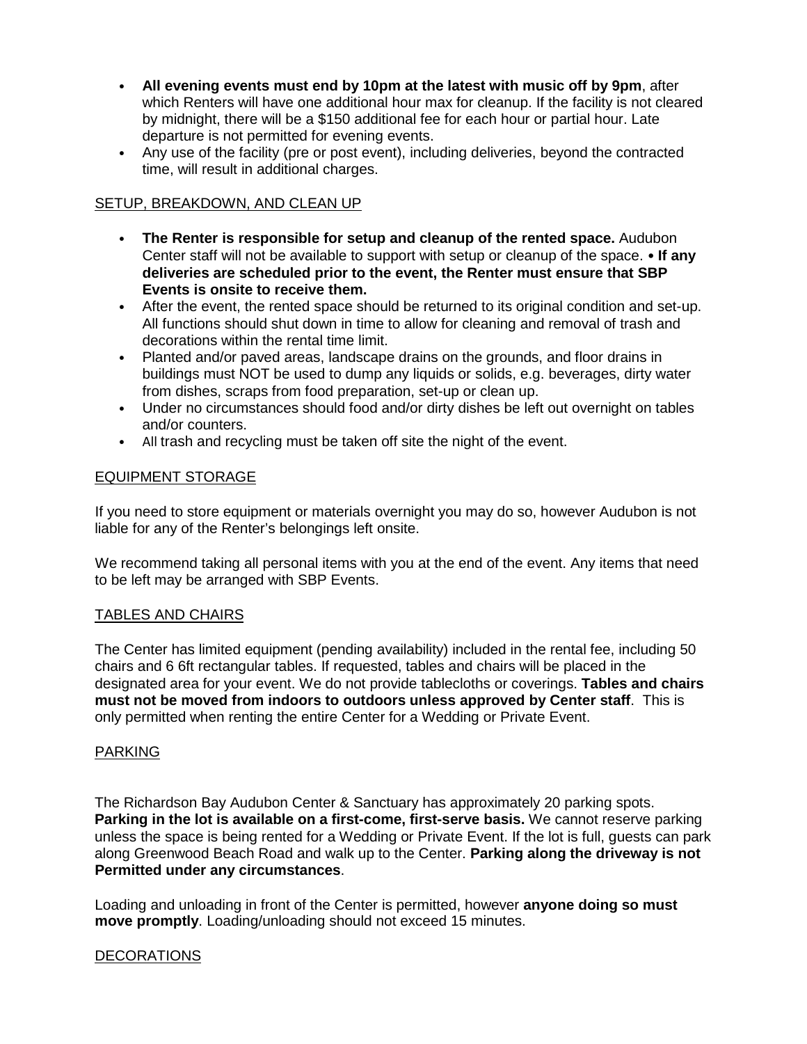- **All evening events must end by 10pm at the latest with music off by 9pm**, after which Renters will have one additional hour max for cleanup. If the facility is not cleared by midnight, there will be a $150 additional fee for each hour or partial hour. Late departure is not permitted for evening events.
- Any use of the facility (pre or post event), including deliveries, beyond the contracted time, will result in additional charges.

## SETUP, BREAKDOWN, AND CLEAN UP

- **The Renter is responsible for setup and cleanup of the rented space.** Audubon Center staff will not be available to support with setup or cleanup of the space. • **If any deliveries are scheduled prior to the event, the Renter must ensure that SBP Events is onsite to receive them.**
- After the event, the rented space should be returned to its original condition and set-up. All functions should shut down in time to allow for cleaning and removal of trash and decorations within the rental time limit.
- Planted and/or paved areas, landscape drains on the grounds, and floor drains in buildings must NOT be used to dump any liquids or solids, e.g. beverages, dirty water from dishes, scraps from food preparation, set-up or clean up.
- Under no circumstances should food and/or dirty dishes be left out overnight on tables and/or counters.
- All trash and recycling must be taken off site the night of the event.

## EQUIPMENT STORAGE

If you need to store equipment or materials overnight you may do so, however Audubon is not liable for any of the Renter's belongings left onsite.

We recommend taking all personal items with you at the end of the event. Any items that need to be left may be arranged with SBP Events.

## TABLES AND CHAIRS

The Center has limited equipment (pending availability) included in the rental fee, including 50 chairs and 6 6ft rectangular tables. If requested, tables and chairs will be placed in the designated area for your event. We do not provide tablecloths or coverings. **Tables and chairs must not be moved from indoors to outdoors unless approved by Center staff**. This is only permitted when renting the entire Center for a Wedding or Private Event.

## PARKING

The Richardson Bay Audubon Center & Sanctuary has approximately 20 parking spots. **Parking in the lot is available on a first-come, first-serve basis.** We cannot reserve parking unless the space is being rented for a Wedding or Private Event. If the lot is full, guests can park along Greenwood Beach Road and walk up to the Center. **Parking along the driveway is not Permitted under any circumstances**.

Loading and unloading in front of the Center is permitted, however **anyone doing so must move promptly**. Loading/unloading should not exceed 15 minutes.

## DECORATIONS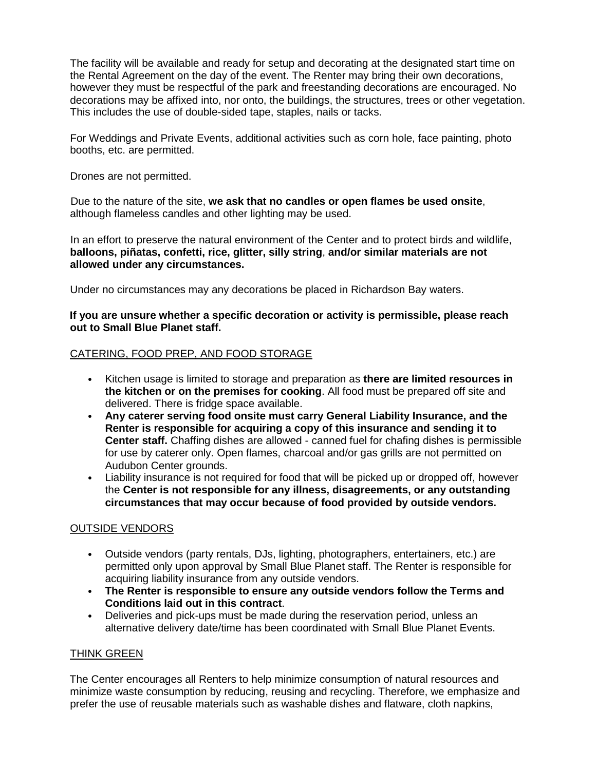The facility will be available and ready for setup and decorating at the designated start time on the Rental Agreement on the day of the event. The Renter may bring their own decorations, however they must be respectful of the park and freestanding decorations are encouraged. No decorations may be affixed into, nor onto, the buildings, the structures, trees or other vegetation. This includes the use of double-sided tape, staples, nails or tacks.

For Weddings and Private Events, additional activities such as corn hole, face painting, photo booths, etc. are permitted.

Drones are not permitted.

Due to the nature of the site, **we ask that no candles or open flames be used onsite**, although flameless candles and other lighting may be used.

In an effort to preserve the natural environment of the Center and to protect birds and wildlife, **balloons, piñatas, confetti, rice, glitter, silly string**, **and/or similar materials are not allowed under any circumstances.**

Under no circumstances may any decorations be placed in Richardson Bay waters.

**If you are unsure whether a specific decoration or activity is permissible, please reach out to Small Blue Planet staff.**

## CATERING, FOOD PREP, AND FOOD STORAGE

- Kitchen usage is limited to storage and preparation as **there are limited resources in the kitchen or on the premises for cooking**. All food must be prepared off site and delivered. There is fridge space available.
- **Any caterer serving food onsite must carry General Liability Insurance, and the Renter is responsible for acquiring a copy of this insurance and sending it to Center staff.** Chaffing dishes are allowed - canned fuel for chafing dishes is permissible for use by caterer only. Open flames, charcoal and/or gas grills are not permitted on Audubon Center grounds.
- Liability insurance is not required for food that will be picked up or dropped off, however the **Center is not responsible for any illness, disagreements, or any outstanding circumstances that may occur because of food provided by outside vendors.**

## OUTSIDE VENDORS

- Outside vendors (party rentals, DJs, lighting, photographers, entertainers, etc.) are permitted only upon approval by Small Blue Planet staff. The Renter is responsible for acquiring liability insurance from any outside vendors.
- **The Renter is responsible to ensure any outside vendors follow the Terms and Conditions laid out in this contract**.
- Deliveries and pick-ups must be made during the reservation period, unless an alternative delivery date/time has been coordinated with Small Blue Planet Events.

## THINK GREEN

The Center encourages all Renters to help minimize consumption of natural resources and minimize waste consumption by reducing, reusing and recycling. Therefore, we emphasize and prefer the use of reusable materials such as washable dishes and flatware, cloth napkins,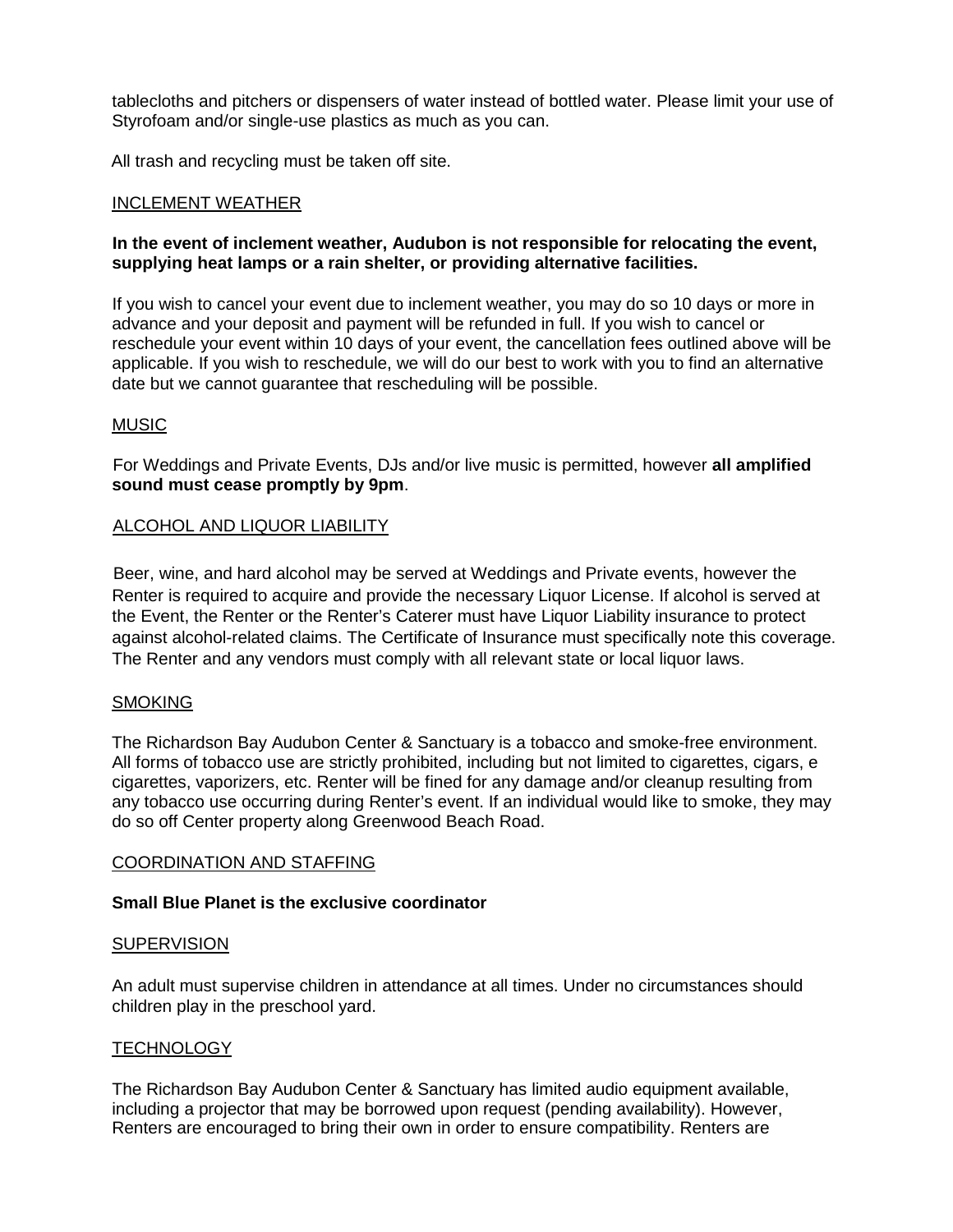tablecloths and pitchers or dispensers of water instead of bottled water. Please limit your use of Styrofoam and/or single-use plastics as much as you can.

All trash and recycling must be taken off site.

## INCLEMENT WEATHER

**In the event of inclement weather, Audubon is not responsible for relocating the event, supplying heat lamps or a rain shelter, or providing alternative facilities.**

If you wish to cancel your event due to inclement weather, you may do so 10 days or more in advance and your deposit and payment will be refunded in full. If you wish to cancel or reschedule your event within 10 days of your event, the cancellation fees outlined above will be applicable. If you wish to reschedule, we will do our best to work with you to find an alternative date but we cannot guarantee that rescheduling will be possible.

## MUSIC

For Weddings and Private Events, DJs and/or live music is permitted, however **all amplified sound must cease promptly by 9pm**.

## ALCOHOL AND LIQUOR LIABILITY

Beer, wine, and hard alcohol may be served at Weddings and Private events, however the Renter is required to acquire and provide the necessary Liquor License. If alcohol is served at the Event, the Renter or the Renter's Caterer must have Liquor Liability insurance to protect against alcohol-related claims. The Certificate of Insurance must specifically note this coverage. The Renter and any vendors must comply with all relevant state or local liquor laws.

## SMOKING

The Richardson Bay Audubon Center & Sanctuary is a tobacco and smoke-free environment. All forms of tobacco use are strictly prohibited, including but not limited to cigarettes, cigars, e cigarettes, vaporizers, etc. Renter will be fined for any damage and/or cleanup resulting from any tobacco use occurring during Renter's event. If an individual would like to smoke, they may do so off Center property along Greenwood Beach Road.

## COORDINATION AND STAFFING

**Small Blue Planet is the exclusive coordinator**

## SUPERVISION

An adult must supervise children in attendance at all times. Under no circumstances should children play in the preschool yard.

## TECHNOLOGY

The Richardson Bay Audubon Center & Sanctuary has limited audio equipment available, including a projector that may be borrowed upon request (pending availability). However, Renters are encouraged to bring their own in order to ensure compatibility. Renters are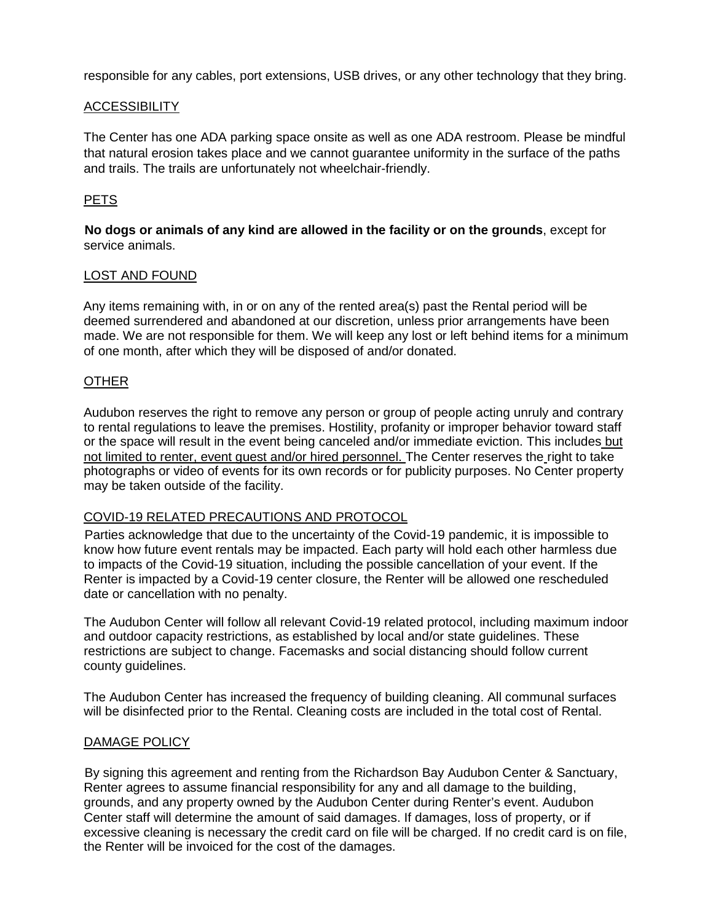responsible for any cables, port extensions, USB drives, or any other technology that they bring.

## ACCESSIBILITY

The Center has one ADA parking space onsite as well as one ADA restroom. Please be mindful that natural erosion takes place and we cannot guarantee uniformity in the surface of the paths and trails. The trails are unfortunately not wheelchair-friendly.

## PETS

**No dogs or animals of any kind are allowed in the facility or on the grounds**, except for service animals.

## LOST AND FOUND

Any items remaining with, in or on any of the rented area(s) past the Rental period will be deemed surrendered and abandoned at our discretion, unless prior arrangements have been made. We are not responsible for them. We will keep any lost or left behind items for a minimum of one month, after which they will be disposed of and/or donated.

## OTHER

Audubon reserves the right to remove any person or group of people acting unruly and contrary to rental regulations to leave the premises. Hostility, profanity or improper behavior toward staff or the space will result in the event being canceled and/or immediate eviction. This includes but not limited to renter, event guest and/or hired personnel. The Center reserves the right to take photographs or video of events for its own records or for publicity purposes. No Center property may be taken outside of the facility.

## COVID-19 RELATED PRECAUTIONS AND PROTOCOL

Parties acknowledge that due to the uncertainty of the Covid-19 pandemic, it is impossible to know how future event rentals may be impacted. Each party will hold each other harmless due to impacts of the Covid-19 situation, including the possible cancellation of your event. If the Renter is impacted by a Covid-19 center closure, the Renter will be allowed one rescheduled date or cancellation with no penalty.

The Audubon Center will follow all relevant Covid-19 related protocol, including maximum indoor and outdoor capacity restrictions, as established by local and/or state guidelines. These restrictions are subject to change. Facemasks and social distancing should follow current county guidelines.

The Audubon Center has increased the frequency of building cleaning. All communal surfaces will be disinfected prior to the Rental. Cleaning costs are included in the total cost of Rental.

## DAMAGE POLICY

By signing this agreement and renting from the Richardson Bay Audubon Center & Sanctuary, Renter agrees to assume financial responsibility for any and all damage to the building, grounds, and any property owned by the Audubon Center during Renter's event. Audubon Center staff will determine the amount of said damages. If damages, loss of property, or if excessive cleaning is necessary the credit card on file will be charged. If no credit card is on file, the Renter will be invoiced for the cost of the damages.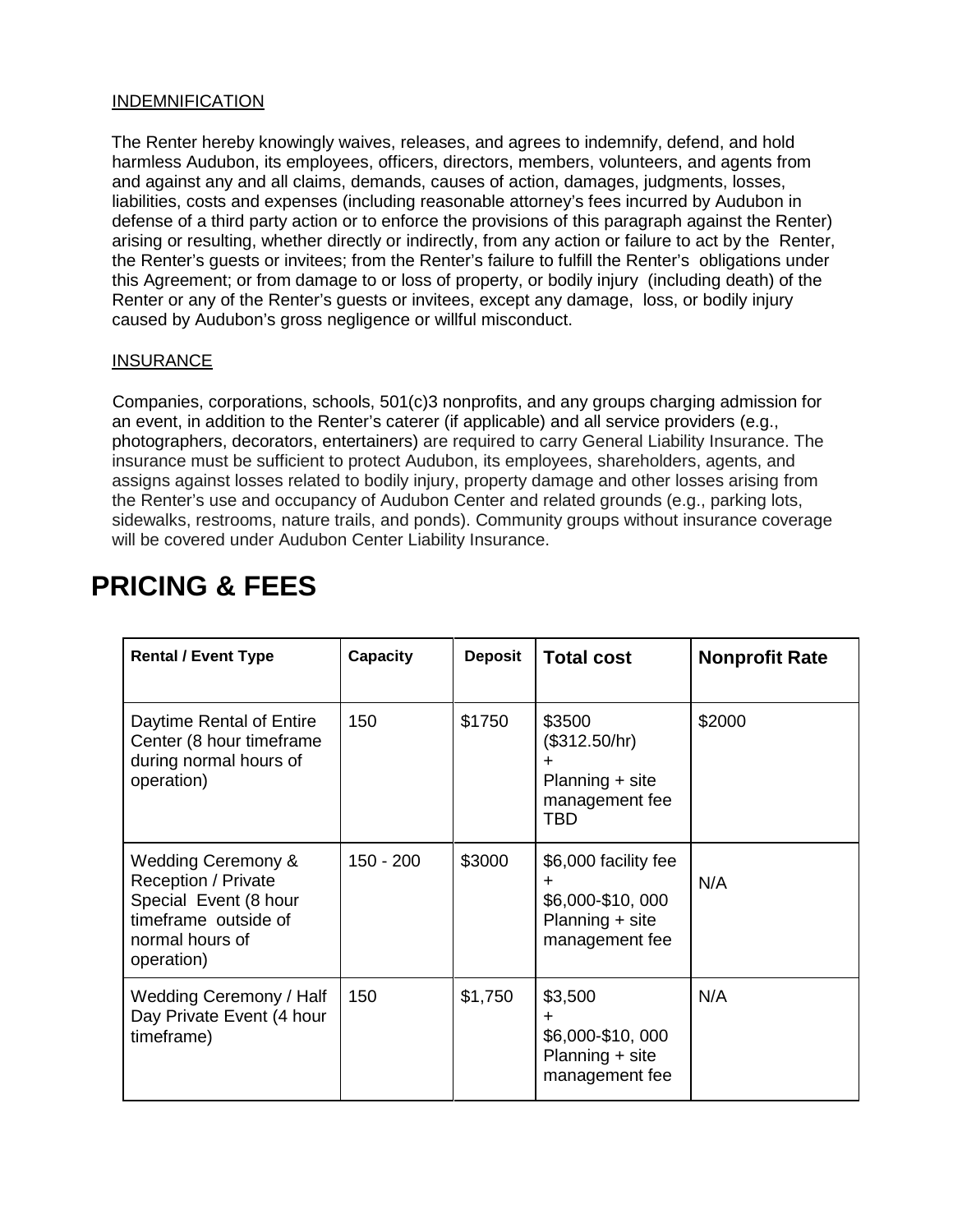INDEMNIFICATION

The Renter hereby knowingly waives, releases, and agrees to indemnify, defend, and hold harmless Audubon, its employees, officers, directors, members, volunteers, and agents from and against any and all claims, demands, causes of action, damages, judgments, losses, liabilities, costs and expenses (including reasonable attorney's fees incurred by Audubon in defense of a third party action or to enforce the provisions of this paragraph against the Renter) arising or resulting, whether directly or indirectly, from any action or failure to act by the Renter, the Renter's guests or invitees; from the Renter's failure to fulfill the Renter's obligations under this Agreement; or from damage to or loss of property, or bodily injury (including death) of the Renter or any of the Renter's guests or invitees, except any damage, loss, or bodily injury caused by Audubon's gross negligence or willful misconduct.

INSURANCE

Companies, corporations, schools, 501(c)3 nonprofits, and any groups charging admission for an event, in addition to the Renter's caterer (if applicable) and all service providers (e.g., photographers, decorators, entertainers) are required to carry General Liability Insurance. The insurance must be sufficient to protect Audubon, its employees, shareholders, agents, and assigns against losses related to bodily injury, property damage and other losses arising from the Renter's use and occupancy of Audubon Center and related grounds (e.g., parking lots, sidewalks, restrooms, nature trails, and ponds). Community groups without insurance coverage will be covered under Audubon Center Liability Insurance.

# PRICING & FEES

| Rental / Event Type | Capacity | Deposit | Total cost | Nonprofit Rate |
|---|---|---|---|---|
| Daytime Rental of Entire Center (8 hour timeframe during normal hours of operation) | 150 | $1750 | $3500 ($312.50/hr) + Planning + site management fee TBD | $2000 |
| Wedding Ceremony & Reception / Private Special Event (8 hour timeframe outside of normal hours of operation) | 150 - 200 | $3000 | $6,000 facility fee + $6,000-$10, 000 Planning + site management fee | N/A |
| Wedding Ceremony / Half Day Private Event (4 hour timeframe) | 150 | $1,750 | $3,500 + $6,000-$10, 000 Planning + site management fee | N/A |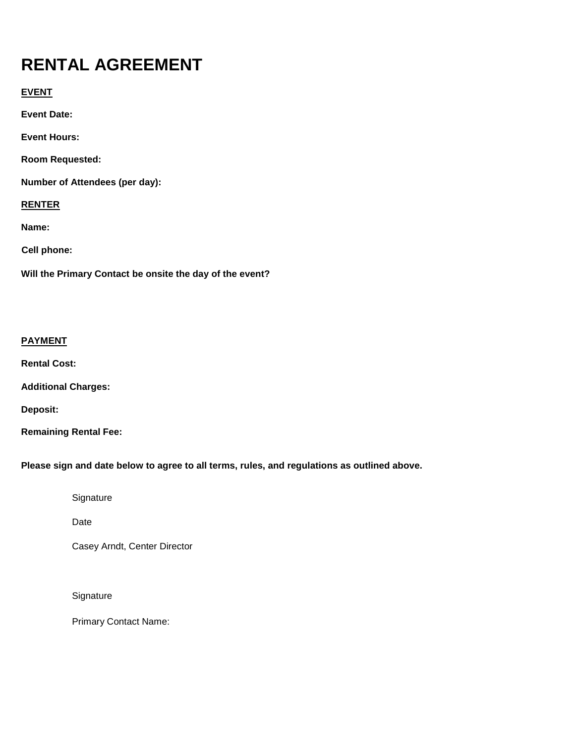# RENTAL AGREEMENT

**EVENT**

**Event Date:**

**Event Hours:**

**Room Requested:**

**Number of Attendees (per day):**

**RENTER**

**Name:**

**Cell phone:**

**Will the Primary Contact be onsite the day of the event?**

**PAYMENT**

**Rental Cost:**

**Additional Charges:**

**Deposit:**

**Remaining Rental Fee:**

**Please sign and date below to agree to all terms, rules, and regulations as outlined above.**

Signature

Date

Casey Arndt, Center Director

Signature

Primary Contact Name: